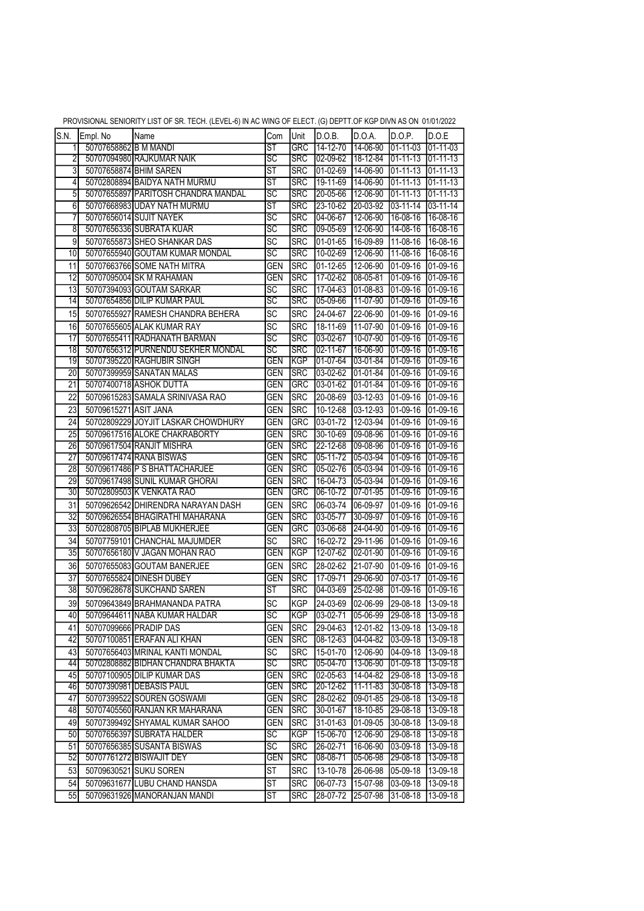PROVISIONAL SENIORITY LIST OF SR. TECH. (LEVEL-6) IN AC WING OF ELECT. (G) DEPTT.OF KGP DIVN AS ON 01/01/2022

| S.N. | Empl. No | Name | Com | Unit | D.O.B. | D.O.A. | D.O.P. | D.O.E |
|---|---|---|---|---|---|---|---|---|
| 1 | 50707658862 | B M MANDI | ST | GRC | 14-12-70 | 14-06-90 | 01-11-03 | 01-11-03 |
| 2 | 50707094980 | RAJKUMAR NAIK | SC | SRC | 02-09-62 | 18-12-84 | 01-11-13 | 01-11-13 |
| 3 | 50707658874 | BHIM SAREN | ST | SRC | 01-02-69 | 14-06-90 | 01-11-13 | 01-11-13 |
| 4 | 50702808894 | BAIDYA NATH MURMU | ST | SRC | 19-11-69 | 14-06-90 | 01-11-13 | 01-11-13 |
| 5 | 50707655897 | PARITOSH CHANDRA MANDAL | SC | SRC | 20-05-66 | 12-06-90 | 01-11-13 | 01-11-13 |
| 6 | 50707668983 | UDAY NATH MURMU | ST | SRC | 23-10-62 | 20-03-92 | 03-11-14 | 03-11-14 |
| 7 | 50707656014 | SUJIT NAYEK | SC | SRC | 04-06-67 | 12-06-90 | 16-08-16 | 16-08-16 |
| 8 | 50707656336 | SUBRATA KUAR | SC | SRC | 09-05-69 | 12-06-90 | 14-08-16 | 16-08-16 |
| 9 | 50707655873 | SHEO SHANKAR DAS | SC | SRC | 01-01-65 | 16-09-89 | 11-08-16 | 16-08-16 |
| 10 | 50707655940 | GOUTAM KUMAR MONDAL | SC | SRC | 10-02-69 | 12-06-90 | 11-08-16 | 16-08-16 |
| 11 | 50707663766 | SOME NATH MITRA | GEN | SRC | 01-12-65 | 12-06-90 | 01-09-16 | 01-09-16 |
| 12 | 50707095004 | SK M RAHAMAN | GEN | SRC | 17-02-62 | 08-05-81 | 01-09-16 | 01-09-16 |
| 13 | 50707394093 | GOUTAM SARKAR | SC | SRC | 17-04-63 | 01-08-83 | 01-09-16 | 01-09-16 |
| 14 | 50707654856 | DILIP KUMAR PAUL | SC | SRC | 05-09-66 | 11-07-90 | 01-09-16 | 01-09-16 |
| 15 | 50707655927 | RAMESH CHANDRA BEHERA | SC | SRC | 24-04-67 | 22-06-90 | 01-09-16 | 01-09-16 |
| 16 | 50707655605 | ALAK KUMAR RAY | SC | SRC | 18-11-69 | 11-07-90 | 01-09-16 | 01-09-16 |
| 17 | 50707655411 | RADHANATH BARMAN | SC | SRC | 03-02-67 | 10-07-90 | 01-09-16 | 01-09-16 |
| 18 | 50707656312 | PURNENDU SEKHER MONDAL | SC | SRC | 02-11-67 | 16-06-90 | 01-09-16 | 01-09-16 |
| 19 | 50707395220 | RAGHUBIR SINGH | GEN | KGP | 01-07-64 | 03-01-84 | 01-09-16 | 01-09-16 |
| 20 | 50707399959 | SANATAN MALAS | GEN | SRC | 03-02-62 | 01-01-84 | 01-09-16 | 01-09-16 |
| 21 | 50707400718 | ASHOK DUTTA | GEN | GRC | 03-01-62 | 01-01-84 | 01-09-16 | 01-09-16 |
| 22 | 50709615283 | SAMALA SRINIVASA RAO | GEN | SRC | 20-08-69 | 03-12-93 | 01-09-16 | 01-09-16 |
| 23 | 50709615271 | ASIT JANA | GEN | SRC | 10-12-68 | 03-12-93 | 01-09-16 | 01-09-16 |
| 24 | 50702809229 | JOYJIT LASKAR CHOWDHURY | GEN | GRC | 03-01-72 | 12-03-94 | 01-09-16 | 01-09-16 |
| 25 | 50709617516 | ALOKE CHAKRABORTY | GEN | SRC | 30-10-69 | 09-08-96 | 01-09-16 | 01-09-16 |
| 26 | 50709617504 | RANJIT MISHRA | GEN | SRC | 22-12-68 | 09-08-96 | 01-09-16 | 01-09-16 |
| 27 | 50709617474 | RANA BISWAS | GEN | SRC | 05-11-72 | 05-03-94 | 01-09-16 | 01-09-16 |
| 28 | 50709617486 | P S BHATTACHARJEE | GEN | SRC | 05-02-76 | 05-03-94 | 01-09-16 | 01-09-16 |
| 29 | 50709617498 | SUNIL KUMAR GHORAI | GEN | SRC | 16-04-73 | 05-03-94 | 01-09-16 | 01-09-16 |
| 30 | 50702809503 | K VENKATA RAO | GEN | GRC | 06-10-72 | 07-01-95 | 01-09-16 | 01-09-16 |
| 31 | 50709626542 | DHIRENDRA NARAYAN DASH | GEN | SRC | 06-03-74 | 06-09-97 | 01-09-16 | 01-09-16 |
| 32 | 50709626554 | BHAGIRATHI MAHARANA | GEN | SRC | 03-05-77 | 30-09-97 | 01-09-16 | 01-09-16 |
| 33 | 50702808705 | BIPLAB MUKHERJEE | GEN | GRC | 03-06-68 | 24-04-90 | 01-09-16 | 01-09-16 |
| 34 | 50707759101 | CHANCHAL MAJUMDER | SC | SRC | 16-02-72 | 29-11-96 | 01-09-16 | 01-09-16 |
| 35 | 50707656180 | V JAGAN MOHAN RAO | GEN | KGP | 12-07-62 | 02-01-90 | 01-09-16 | 01-09-16 |
| 36 | 50707655083 | GOUTAM BANERJEE | GEN | SRC | 28-02-62 | 21-07-90 | 01-09-16 | 01-09-16 |
| 37 | 50707655824 | DINESH DUBEY | GEN | SRC | 17-09-71 | 29-06-90 | 07-03-17 | 01-09-16 |
| 38 | 50709628678 | SUKCHAND SAREN | ST | SRC | 04-03-69 | 25-02-98 | 01-09-16 | 01-09-16 |
| 39 | 50709643849 | BRAHMANANDA PATRA | SC | KGP | 24-03-69 | 02-06-99 | 29-08-18 | 13-09-18 |
| 40 | 50709644611 | NABA KUMAR HALDAR | SC | KGP | 03-02-71 | 05-06-99 | 29-08-18 | 13-09-18 |
| 41 | 50707099666 | PRADIP DAS | GEN | SRC | 29-04-63 | 12-01-82 | 13-09-18 | 13-09-18 |
| 42 | 50707100851 | ERAFAN ALI KHAN | GEN | SRC | 08-12-63 | 04-04-82 | 03-09-18 | 13-09-18 |
| 43 | 50707656403 | MRINAL KANTI MONDAL | SC | SRC | 15-01-70 | 12-06-90 | 04-09-18 | 13-09-18 |
| 44 | 50702808882 | BIDHAN CHANDRA BHAKTA | SC | SRC | 05-04-70 | 13-06-90 | 01-09-18 | 13-09-18 |
| 45 | 50707100905 | DILIP KUMAR DAS | GEN | SRC | 02-05-63 | 14-04-82 | 29-08-18 | 13-09-18 |
| 46 | 50707390981 | DEBASIS PAUL | GEN | SRC | 20-12-62 | 11-11-83 | 30-08-18 | 13-09-18 |
| 47 | 50707399522 | SOUREN GOSWAMI | GEN | SRC | 28-02-62 | 09-01-85 | 29-08-18 | 13-09-18 |
| 48 | 50707405560 | RANJAN KR MAHARANA | GEN | SRC | 30-01-67 | 18-10-85 | 29-08-18 | 13-09-18 |
| 49 | 50707399492 | SHYAMAL KUMAR SAHOO | GEN | SRC | 31-01-63 | 01-09-05 | 30-08-18 | 13-09-18 |
| 50 | 50707656397 | SUBRATA HALDER | SC | KGP | 15-06-70 | 12-06-90 | 29-08-18 | 13-09-18 |
| 51 | 50707656385 | SUSANTA BISWAS | SC | SRC | 26-02-71 | 16-06-90 | 03-09-18 | 13-09-18 |
| 52 | 50707761272 | BISWAJIT DEY | GEN | SRC | 08-08-71 | 05-06-98 | 29-08-18 | 13-09-18 |
| 53 | 50709630521 | SUKU SOREN | ST | SRC | 13-10-78 | 26-06-98 | 05-09-18 | 13-09-18 |
| 54 | 50709631677 | LUBU CHAND HANSDA | ST | SRC | 06-07-73 | 15-07-98 | 03-09-18 | 13-09-18 |
| 55 | 50709631926 | MANORANJAN MANDI | ST | SRC | 28-07-72 | 25-07-98 | 31-08-18 | 13-09-18 |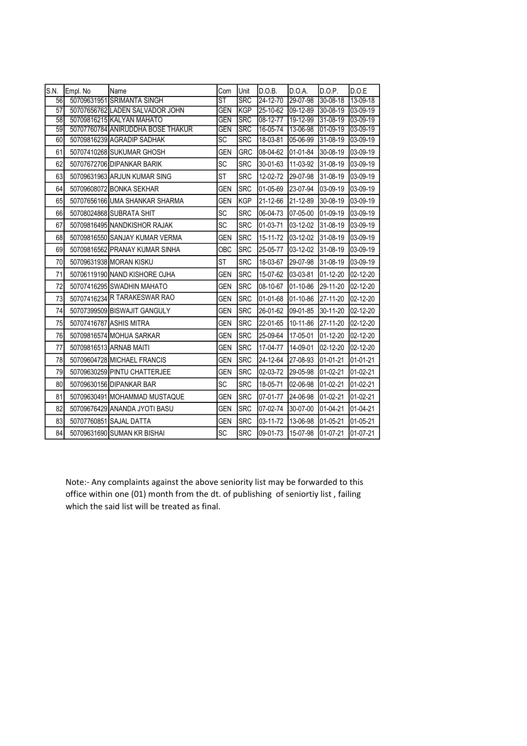| S.N. | Empl. No | Name | Com | Unit | D.O.B. | D.O.A. | D.O.P. | D.O.E |
|---|---|---|---|---|---|---|---|---|
| 56 | 50709631951 | SRIMANTA SINGH | ST | SRC | 24-12-70 | 29-07-98 | 30-08-18 | 13-09-18 |
| 57 | 50707656762 | LADEN SALVADOR JOHN | GEN | KGP | 25-10-62 | 09-12-89 | 30-08-19 | 03-09-19 |
| 58 | 50709816215 | KALYAN MAHATO | GEN | SRC | 08-12-77 | 19-12-99 | 31-08-19 | 03-09-19 |
| 59 | 50707760784 | ANIRUDDHA BOSE THAKUR | GEN | SRC | 16-05-74 | 13-06-98 | 01-09-19 | 03-09-19 |
| 60 | 50709816239 | AGRADIP SADHAK | SC | SRC | 18-03-81 | 05-06-99 | 31-08-19 | 03-09-19 |
| 61 | 50707410268 | SUKUMAR GHOSH | GEN | GRC | 08-04-62 | 01-01-84 | 30-08-19 | 03-09-19 |
| 62 | 50707672706 | DIPANKAR BARIK | SC | SRC | 30-01-63 | 11-03-92 | 31-08-19 | 03-09-19 |
| 63 | 50709631963 | ARJUN KUMAR SING | ST | SRC | 12-02-72 | 29-07-98 | 31-08-19 | 03-09-19 |
| 64 | 50709608072 | BONKA SEKHAR | GEN | SRC | 01-05-69 | 23-07-94 | 03-09-19 | 03-09-19 |
| 65 | 50707656166 | UMA SHANKAR SHARMA | GEN | KGP | 21-12-66 | 21-12-89 | 30-08-19 | 03-09-19 |
| 66 | 50708024868 | SUBRATA SHIT | SC | SRC | 06-04-73 | 07-05-00 | 01-09-19 | 03-09-19 |
| 67 | 50709816495 | NANDKISHOR RAJAK | SC | SRC | 01-03-71 | 03-12-02 | 31-08-19 | 03-09-19 |
| 68 | 50709816550 | SANJAY KUMAR VERMA | GEN | SRC | 15-11-72 | 03-12-02 | 31-08-19 | 03-09-19 |
| 69 | 50709816562 | PRANAY KUMAR SINHA | OBC | SRC | 25-05-77 | 03-12-02 | 31-08-19 | 03-09-19 |
| 70 | 50709631938 | MORAN KISKU | ST | SRC | 18-03-67 | 29-07-98 | 31-08-19 | 03-09-19 |
| 71 | 50706119190 | NAND KISHORE OJHA | GEN | SRC | 15-07-62 | 03-03-81 | 01-12-20 | 02-12-20 |
| 72 | 50707416295 | SWADHIN MAHATO | GEN | SRC | 08-10-67 | 01-10-86 | 29-11-20 | 02-12-20 |
| 73 | 50707416234 | R TARAKESWAR RAO | GEN | SRC | 01-01-68 | 01-10-86 | 27-11-20 | 02-12-20 |
| 74 | 50707399509 | BISWAJIT GANGULY | GEN | SRC | 26-01-62 | 09-01-85 | 30-11-20 | 02-12-20 |
| 75 | 50707416787 | ASHIS MITRA | GEN | SRC | 22-01-65 | 10-11-86 | 27-11-20 | 02-12-20 |
| 76 | 50709816574 | MOHUA SARKAR | GEN | SRC | 25-09-64 | 17-05-01 | 01-12-20 | 02-12-20 |
| 77 | 50709816513 | ARNAB MAITI | GEN | SRC | 17-04-77 | 14-09-01 | 02-12-20 | 02-12-20 |
| 78 | 50709604728 | MICHAEL FRANCIS | GEN | SRC | 24-12-64 | 27-08-93 | 01-01-21 | 01-01-21 |
| 79 | 50709630259 | PINTU CHATTERJEE | GEN | SRC | 02-03-72 | 29-05-98 | 01-02-21 | 01-02-21 |
| 80 | 50709630156 | DIPANKAR BAR | SC | SRC | 18-05-71 | 02-06-98 | 01-02-21 | 01-02-21 |
| 81 | 50709630491 | MOHAMMAD MUSTAQUE | GEN | SRC | 07-01-77 | 24-06-98 | 01-02-21 | 01-02-21 |
| 82 | 50709676429 | ANANDA JYOTI BASU | GEN | SRC | 07-02-74 | 30-07-00 | 01-04-21 | 01-04-21 |
| 83 | 50707760851 | SAJAL DATTA | GEN | SRC | 03-11-72 | 13-06-98 | 01-05-21 | 01-05-21 |
| 84 | 50709631690 | SUMAN KR BISHAI | SC | SRC | 09-01-73 | 15-07-98 | 01-07-21 | 01-07-21 |

Note:- Any complaints against the above seniority list may be forwarded to this office within one (01) month from the dt. of publishing of seniortiy list , failing which the said list will be treated as final.